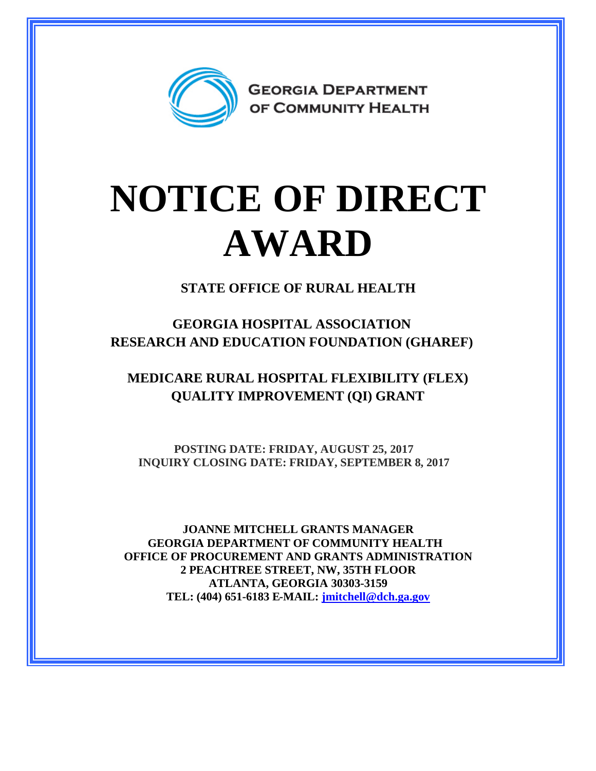GEORGIA DEPARTMENT OF COMMUNITY HEALTH

# NOTICE OF DIRECT AWARD

**STATE OFFICE OF RURAL HEALTH**

**GEORGIA HOSPITAL ASSOCIATION RESEARCH AND EDUCATION FOUNDATION (GHAREF)**

**MEDICARE RURAL HOSPITAL FLEXIBILITY (FLEX) QUALITY IMPROVEMENT (QI) GRANT**

**POSTING DATE: FRIDAY, AUGUST 25, 2017**
**INQUIRY CLOSING DATE: FRIDAY, SEPTEMBER 8, 2017**

**JOANNE MITCHELL GRANTS MANAGER**
**GEORGIA DEPARTMENT OF COMMUNITY HEALTH**
**OFFICE OF PROCUREMENT AND GRANTS ADMINISTRATION**
**2 PEACHTREE STREET, NW, 35TH FLOOR**
**ATLANTA, GEORGIA 30303-3159**
**TEL: (404) 651-6183 E-MAIL: jmitchell@dch.ga.gov**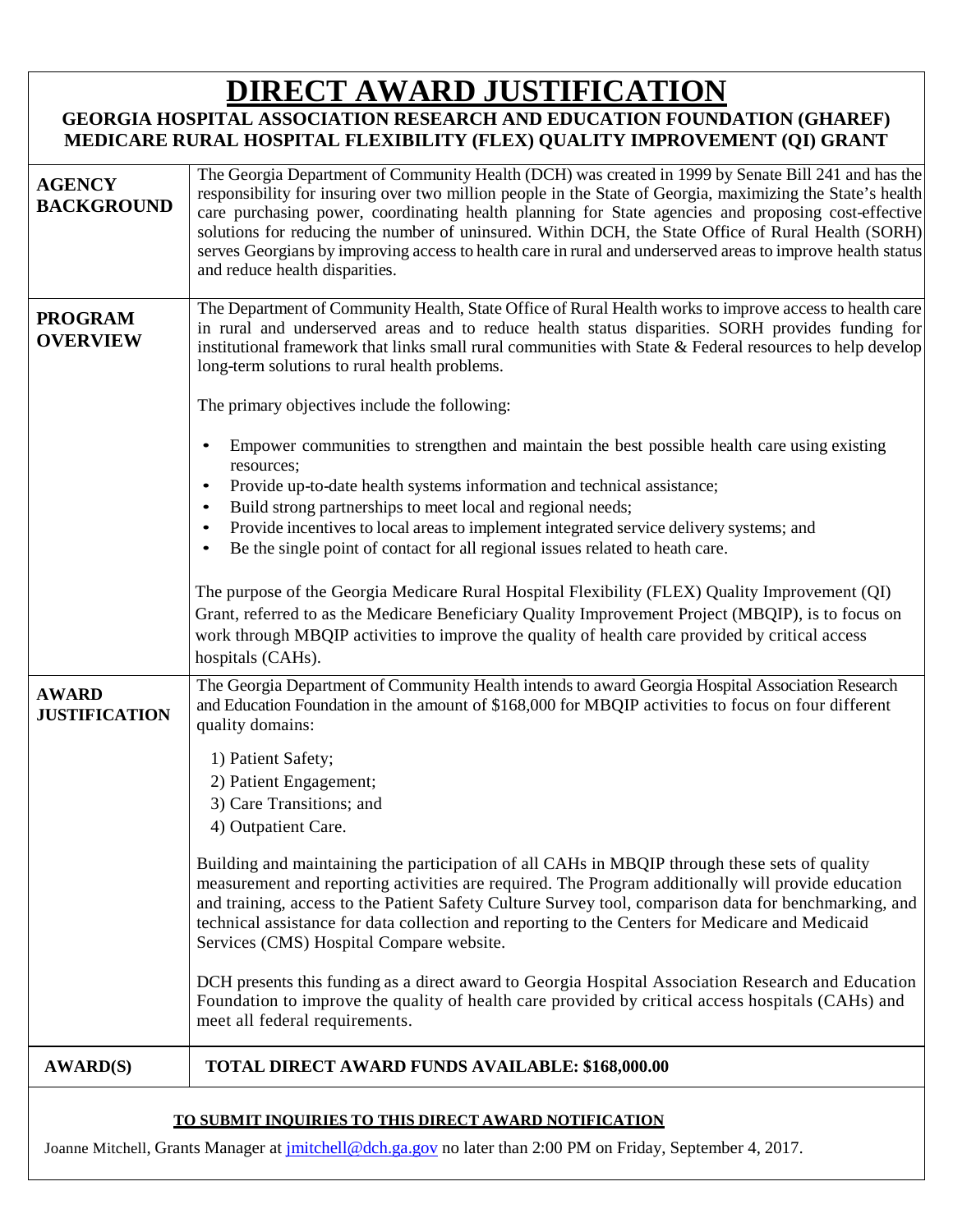# DIRECT AWARD JUSTIFICATION

## GEORGIA HOSPITAL ASSOCIATION RESEARCH AND EDUCATION FOUNDATION (GHAREF) MEDICARE RURAL HOSPITAL FLEXIBILITY (FLEX) QUALITY IMPROVEMENT (QI) GRANT

| | |
|---|---|
| **AGENCY BACKGROUND** | The Georgia Department of Community Health (DCH) was created in 1999 by Senate Bill 241 and has the responsibility for insuring over two million people in the State of Georgia, maximizing the State's health care purchasing power, coordinating health planning for State agencies and proposing cost-effective solutions for reducing the number of uninsured. Within DCH, the State Office of Rural Health (SORH) serves Georgians by improving access to health care in rural and underserved areas to improve health status and reduce health disparities. |
| **PROGRAM OVERVIEW** | The Department of Community Health, State Office of Rural Health works to improve access to health care in rural and underserved areas and to reduce health status disparities. SORH provides funding for institutional framework that links small rural communities with State & Federal resources to help develop long-term solutions to rural health problems.<br><br>The primary objectives include the following:<br><br>• Empower communities to strengthen and maintain the best possible health care using existing resources;<br>• Provide up-to-date health systems information and technical assistance;<br>• Build strong partnerships to meet local and regional needs;<br>• Provide incentives to local areas to implement integrated service delivery systems; and<br>• Be the single point of contact for all regional issues related to heath care.<br><br>The purpose of the Georgia Medicare Rural Hospital Flexibility (FLEX) Quality Improvement (QI) Grant, referred to as the Medicare Beneficiary Quality Improvement Project (MBQIP), is to focus on work through MBQIP activities to improve the quality of health care provided by critical access hospitals (CAHs). |
| **AWARD JUSTIFICATION** | The Georgia Department of Community Health intends to award Georgia Hospital Association Research and Education Foundation in the amount of $168,000 for MBQIP activities to focus on four different quality domains:<br><br>1) Patient Safety;<br>2) Patient Engagement;<br>3) Care Transitions; and<br>4) Outpatient Care.<br><br>Building and maintaining the participation of all CAHs in MBQIP through these sets of quality measurement and reporting activities are required. The Program additionally will provide education and training, access to the Patient Safety Culture Survey tool, comparison data for benchmarking, and technical assistance for data collection and reporting to the Centers for Medicare and Medicaid Services (CMS) Hospital Compare website.<br><br>DCH presents this funding as a direct award to Georgia Hospital Association Research and Education Foundation to improve the quality of health care provided by critical access hospitals (CAHs) and meet all federal requirements. |
| **AWARD(S)** | **TOTAL DIRECT AWARD FUNDS AVAILABLE: $168,000.00** |

**TO SUBMIT INQUIRIES TO THIS DIRECT AWARD NOTIFICATION**

Joanne Mitchell, Grants Manager at jmitchell@dch.ga.gov no later than 2:00 PM on Friday, September 4, 2017.